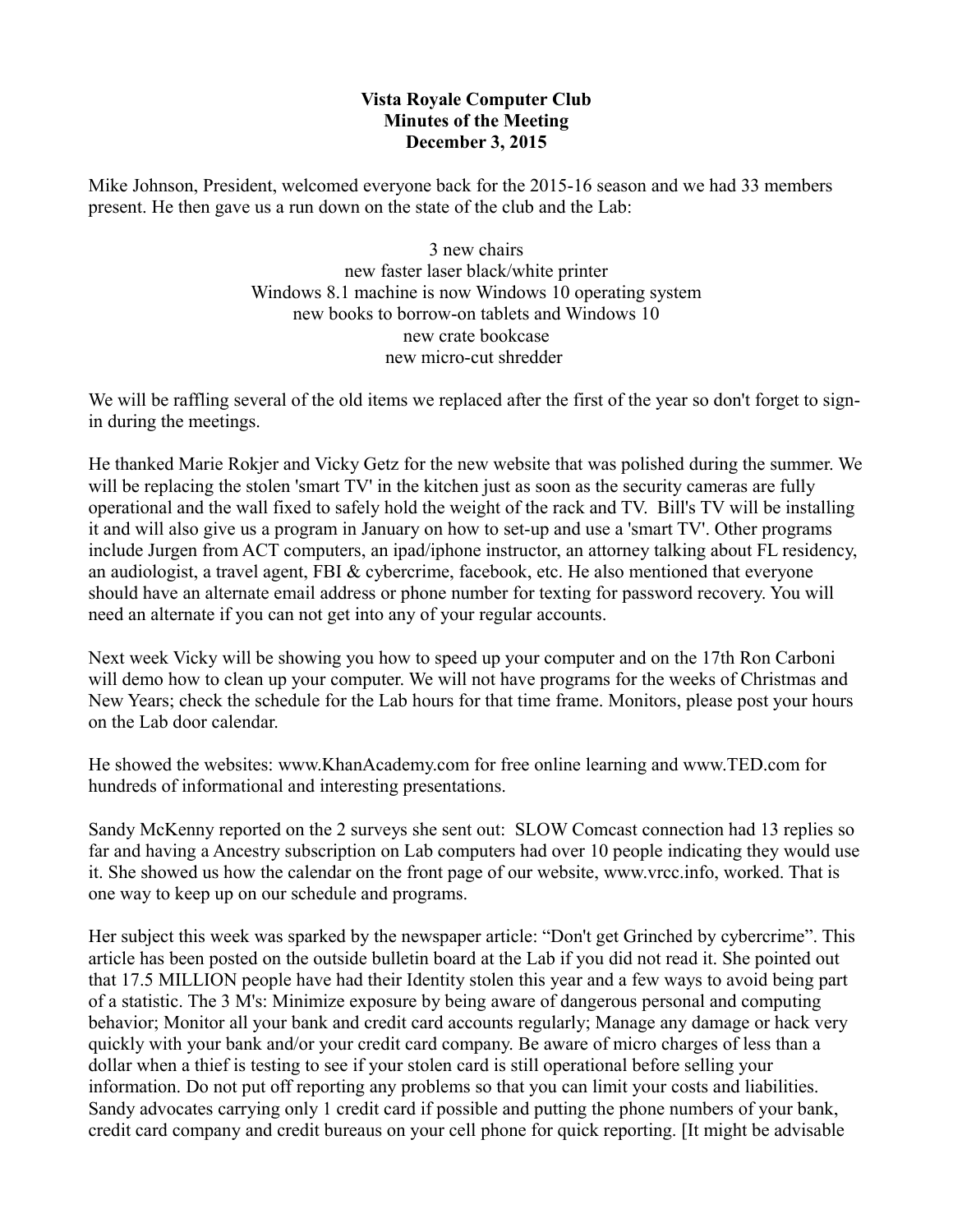**Vista Royale Computer Club**
**Minutes of the Meeting**
**December 3, 2015**

Mike Johnson, President, welcomed everyone back for the 2015-16 season and we had 33 members present. He then gave us a run down on the state of the club and the Lab:

3 new chairs
new faster laser black/white printer
Windows 8.1 machine is now Windows 10 operating system
new books to borrow-on tablets and Windows 10
new crate bookcase
new micro-cut shredder

We will be raffling several of the old items we replaced after the first of the year so don't forget to sign-in during the meetings.

He thanked Marie Rokjer and Vicky Getz for the new website that was polished during the summer. We will be replacing the stolen 'smart TV' in the kitchen just as soon as the security cameras are fully operational and the wall fixed to safely hold the weight of the rack and TV. Bill's TV will be installing it and will also give us a program in January on how to set-up and use a 'smart TV'. Other programs include Jurgen from ACT computers, an ipad/iphone instructor, an attorney talking about FL residency, an audiologist, a travel agent, FBI & cybercrime, facebook, etc. He also mentioned that everyone should have an alternate email address or phone number for texting for password recovery. You will need an alternate if you can not get into any of your regular accounts.

Next week Vicky will be showing you how to speed up your computer and on the 17th Ron Carboni will demo how to clean up your computer. We will not have programs for the weeks of Christmas and New Years; check the schedule for the Lab hours for that time frame. Monitors, please post your hours on the Lab door calendar.

He showed the websites: www.KhanAcademy.com for free online learning and www.TED.com for hundreds of informational and interesting presentations.

Sandy McKenny reported on the 2 surveys she sent out: SLOW Comcast connection had 13 replies so far and having a Ancestry subscription on Lab computers had over 10 people indicating they would use it. She showed us how the calendar on the front page of our website, www.vrcc.info, worked. That is one way to keep up on our schedule and programs.

Her subject this week was sparked by the newspaper article: "Don't get Grinched by cybercrime". This article has been posted on the outside bulletin board at the Lab if you did not read it. She pointed out that 17.5 MILLION people have had their Identity stolen this year and a few ways to avoid being part of a statistic. The 3 M's: Minimize exposure by being aware of dangerous personal and computing behavior; Monitor all your bank and credit card accounts regularly; Manage any damage or hack very quickly with your bank and/or your credit card company. Be aware of micro charges of less than a dollar when a thief is testing to see if your stolen card is still operational before selling your information. Do not put off reporting any problems so that you can limit your costs and liabilities. Sandy advocates carrying only 1 credit card if possible and putting the phone numbers of your bank, credit card company and credit bureaus on your cell phone for quick reporting. [It might be advisable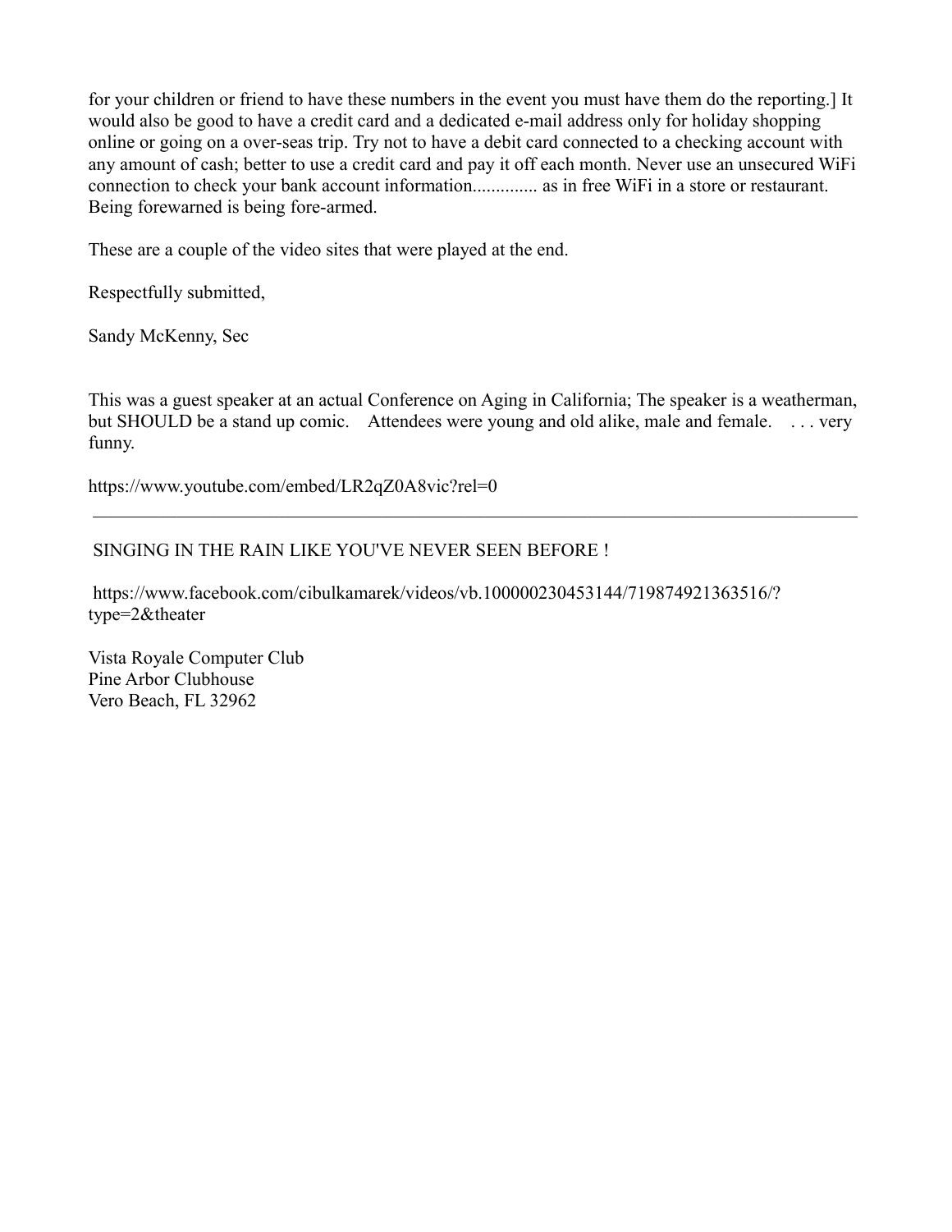for your children or friend to have these numbers in the event you must have them do the reporting.] It would also be good to have a credit card and a dedicated e-mail address only for holiday shopping online or going on a over-seas trip. Try not to have a debit card connected to a checking account with any amount of cash; better to use a credit card and pay it off each month. Never use an unsecured WiFi connection to check your bank account information............. as in free WiFi in a store or restaurant. Being forewarned is being fore-armed.

These are a couple of the video sites that were played at the end.

Respectfully submitted,

Sandy McKenny, Sec

This was a guest speaker at an actual Conference on Aging in California; The speaker is a weatherman, but SHOULD be a stand up comic. Attendees were young and old alike, male and female. . . . very funny.

https://www.youtube.com/embed/LR2qZ0A8vic?rel=0

---

SINGING IN THE RAIN LIKE YOU'VE NEVER SEEN BEFORE !

https://www.facebook.com/cibulkamarek/videos/vb.100000230453144/719874921363516/?type=2&theater

Vista Royale Computer Club  
Pine Arbor Clubhouse  
Vero Beach, FL 32962